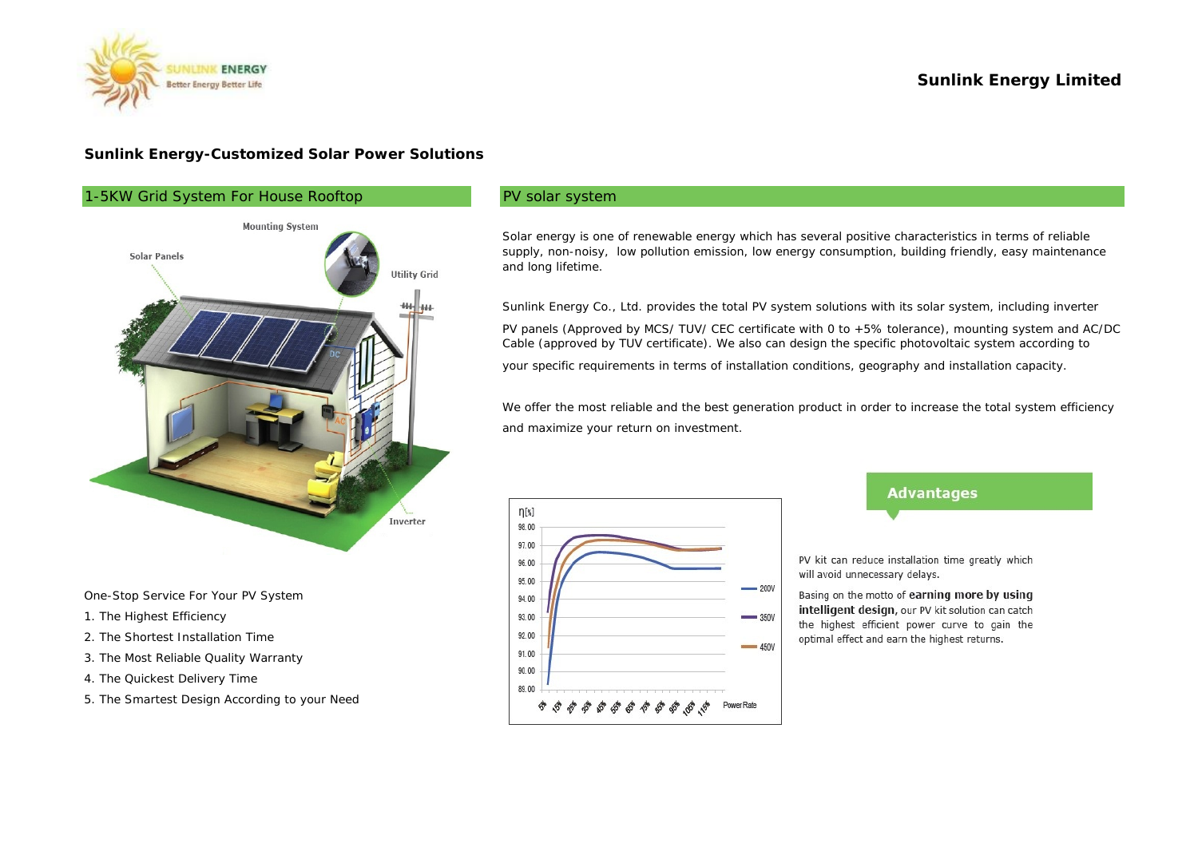# Sunlink Energy Limited

## Sunlink Energy-Customized Solar Power Solutions

### 1-5KW Grid System For House Rooftop

One-Stop Service For Your PV System

1. The Highest Efficiency
2. The Shortest Installation Time
3. The Most Reliable Quality Warranty
4. The Quickest Delivery Time
5. The Smartest Design According to your Need

### PV solar system

Solar energy is one of renewable energy which has several positive characteristics in terms of reliable supply, non-noisy, low pollution emission, low energy consumption, building friendly, easy maintenance and long lifetime.

Sunlink Energy Co., Ltd. provides the total PV system solutions with its solar system, including inverter PV panels (Approved by MCS/ TUV/ CEC certificate with 0 to +5% tolerance), mounting system and AC/DC Cable (approved by TUV certificate). We also can design the specific photovoltaic system according to your specific requirements in terms of installation conditions, geography and installation capacity.

We offer the most reliable and the best generation product in order to increase the total system efficiency and maximize your return on investment.

### Advantages

PV kit can reduce installation time greatly which will avoid unnecessary delays.

Basing on the motto of **earning more by using intelligent design,** our PV kit solution can catch the highest efficient power curve to gain the optimal effect and earn the highest returns.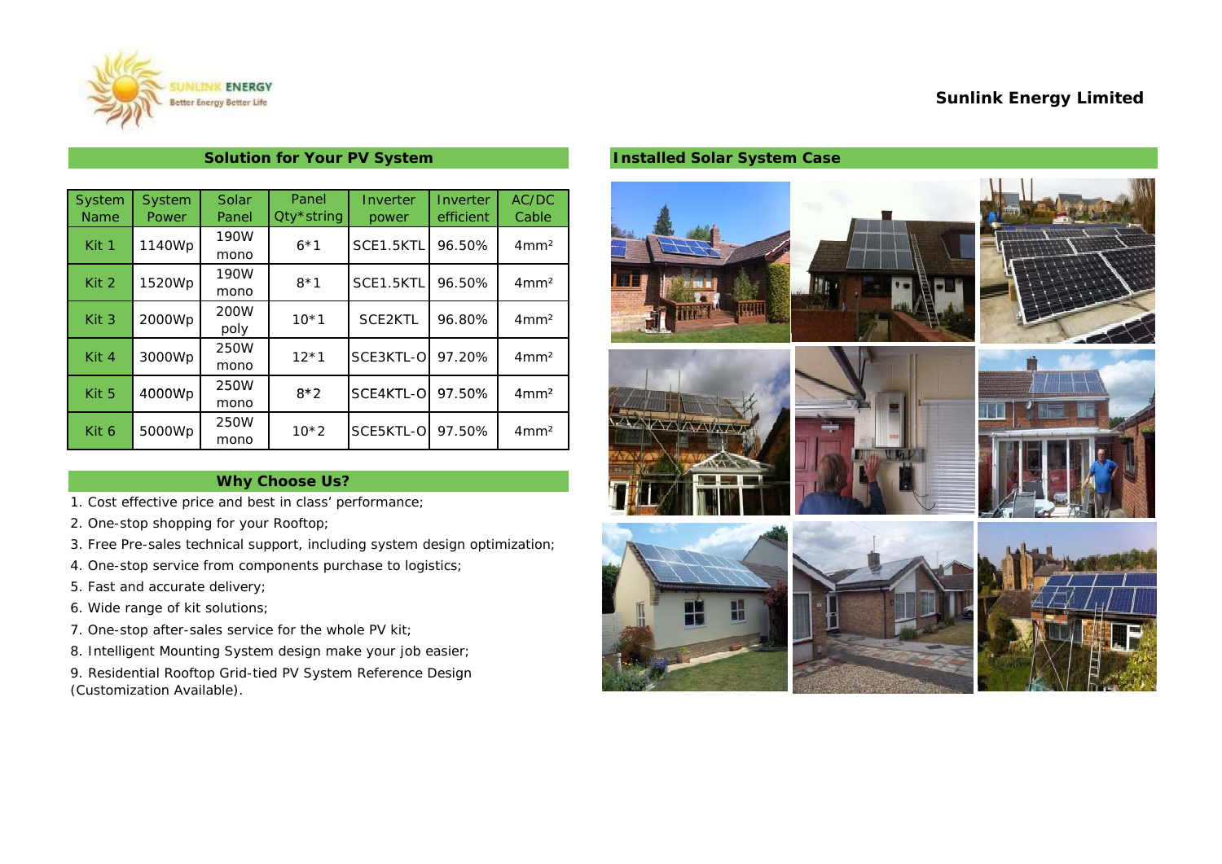**Sunlink Energy Limited**

## Solution for Your PV System

| System Name | System Power | Solar Panel | Panel Qty*string | Inverter power | Inverter efficient | AC/DC Cable |
|---|---|---|---|---|---|---|
| Kit 1 | 1140Wp | 190W mono | 6*1 | SCE1.5KTL | 96.50% | 4mm² |
| Kit 2 | 1520Wp | 190W mono | 8*1 | SCE1.5KTL | 96.50% | 4mm² |
| Kit 3 | 2000Wp | 200W poly | 10*1 | SCE2KTL | 96.80% | 4mm² |
| Kit 4 | 3000Wp | 250W mono | 12*1 | SCE3KTL-O | 97.20% | 4mm² |
| Kit 5 | 4000Wp | 250W mono | 8*2 | SCE4KTL-O | 97.50% | 4mm² |
| Kit 6 | 5000Wp | 250W mono | 10*2 | SCE5KTL-O | 97.50% | 4mm² |

## Why Choose Us?

1. Cost effective price and best in class' performance;
2. One-stop shopping for your Rooftop;
3. Free Pre-sales technical support, including system design optimization;
4. One-stop service from components purchase to logistics;
5. Fast and accurate delivery;
6. Wide range of kit solutions;
7. One-stop after-sales service for the whole PV kit;
8. Intelligent Mounting System design make your job easier;
9. Residential Rooftop Grid-tied PV System Reference Design (Customization Available).

## Installed Solar System Case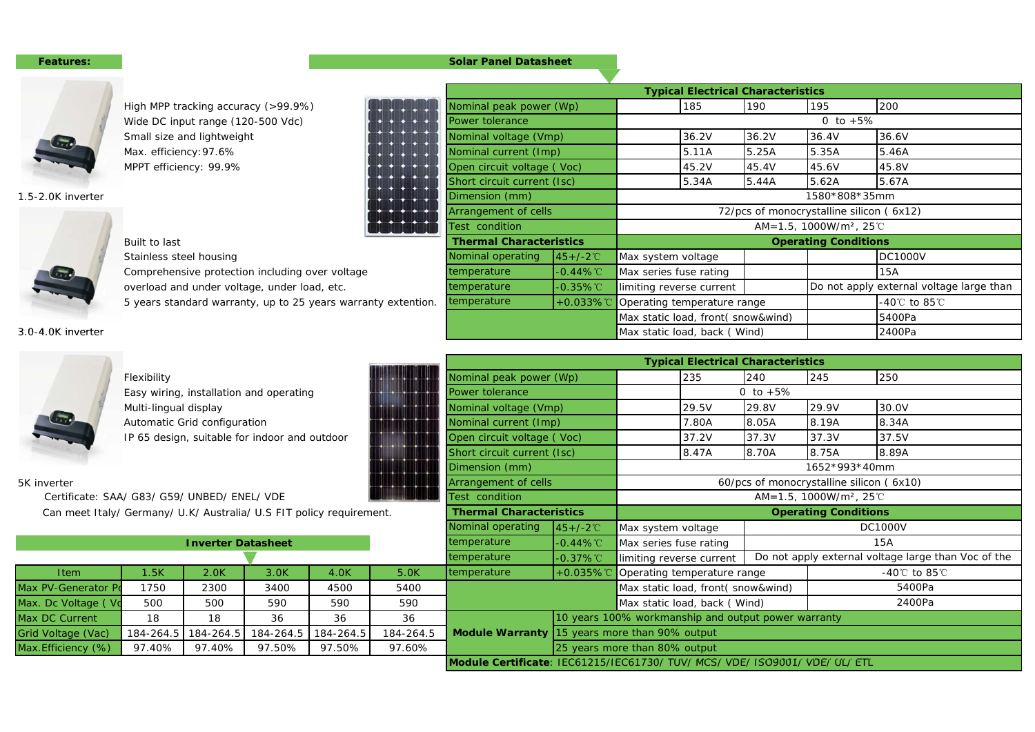## Features:

1.5-2.0K inverter

- High MPP tracking accuracy (>99.9%)
- Wide DC input range (120-500 Vdc)
- Small size and lightweight
- Max. efficiency:97.6%
- MPPT efficiency: 99.9%

3.0-4.0K inverter

- Built to last
- Stainless steel housing
- Comprehensive protection including over voltage overload and under voltage, under load, etc.
- 5 years standard warranty, up to 25 years warranty extention.

5K inverter

- Flexibility
- Easy wiring, installation and operating
- Multi-lingual display
- Automatic Grid configuration
- IP 65 design, suitable for indoor and outdoor

Certificate: SAA/ G83/ G59/ UNBED/ ENEL/ VDE

Can meet Italy/ Germany/ U.K/ Australia/ U.S FIT policy requirement.

## Inverter Datasheet

| Item | 1.5K | 2.0K | 3.0K | 4.0K | 5.0K |
|---|---|---|---|---|---|
| Max PV-Generator Po | 1750 | 2300 | 3400 | 4500 | 5400 |
| Max. Dc Voltage ( Vo | 500 | 500 | 590 | 590 | 590 |
| Max DC Current | 18 | 18 | 36 | 36 | 36 |
| Grid Voltage (Vac) | 184-264.5 | 184-264.5 | 184-264.5 | 184-264.5 | 184-264.5 |
| Max.Efficiency (%) | 97.40% | 97.40% | 97.50% | 97.50% | 97.60% |

## Solar Panel Datasheet

| Typical Electrical Characteristics | | | | | | |
|---|---|---|---|---|---|---|
| Nominal peak power (Wp) | | | 185 | 190 | 195 | 200 |
| Power tolerance | | 0 to +5% | | | | |
| Nominal voltage (Vmp) | | | 36.2V | 36.2V | 36.4V | 36.6V |
| Nominal current (Imp) | | | 5.11A | 5.25A | 5.35A | 5.46A |
| Open circuit voltage ( Voc) | | | 45.2V | 45.4V | 45.6V | 45.8V |
| Short circuit current (Isc) | | | 5.34A | 5.44A | 5.62A | 5.67A |
| Dimension (mm) | | 1580*808*35mm | | | | |
| Arrangement of cells | | 72/pcs of monocrystalline silicon ( 6x12) | | | | |
| Test condition | | AM=1.5, 1000W/m², 25℃ | | | | |
| **Thermal Characteristics** | | **Operating Conditions** | | | | |
| Nominal operating | 45+/-2℃ | Max system voltage | | | | DC1000V |
| temperature | -0.44%℃ | Max series fuse rating | | | | 15A |
| temperature | -0.35%℃ | limiting reverse current | | | Do not apply external voltage large than | |
| temperature | +0.033%℃ | Operating temperature range | | | | -40℃ to 85℃ |
| | | Max static load, front( snow&wind) | | | | 5400Pa |
| | | Max static load, back ( Wind) | | | | 2400Pa |

| Typical Electrical Characteristics | | | | | | |
|---|---|---|---|---|---|---|
| Nominal peak power (Wp) | | | 235 | 240 | 245 | 250 |
| Power tolerance | | 0 to +5% | | | | |
| Nominal voltage (Vmp) | | | 29.5V | 29.8V | 29.9V | 30.0V |
| Nominal current (Imp) | | | 7.80A | 8.05A | 8.19A | 8.34A |
| Open circuit voltage ( Voc) | | | 37.2V | 37.3V | 37.3V | 37.5V |
| Short circuit current (Isc) | | | 8.47A | 8.70A | 8.75A | 8.89A |
| Dimension (mm) | | 1652*993*40mm | | | | |
| Arrangement of cells | | 60/pcs of monocrystalline silicon ( 6x10) | | | | |
| Test condition | | AM=1.5, 1000W/m², 25℃ | | | | |
| **Thermal Characteristics** | | **Operating Conditions** | | | | |
| Nominal operating | 45+/-2℃ | Max system voltage | DC1000V | | | |
| temperature | -0.44%℃ | Max series fuse rating | 15A | | | |
| temperature | -0.37%℃ | limiting reverse current | Do not apply external voltage large than Voc of the | | | |
| temperature | +0.035%℃ | Operating temperature range | | -40℃ to 85℃ | | |
| | | Max static load, front( snow&wind) | | 5400Pa | | |
| | | Max static load, back ( Wind) | | 2400Pa | | |
| **Module Warranty** | 10 years 100% workmanship and output power warranty | | | | | |
| | 15 years more than 90% output | | | | | |
| | 25 years more than 80% output | | | | | |

**Module Certificate**: IEC61215/IEC61730/ TUV/ MCS/ VDE/ ISO9001/ VDE/ UL/ ETL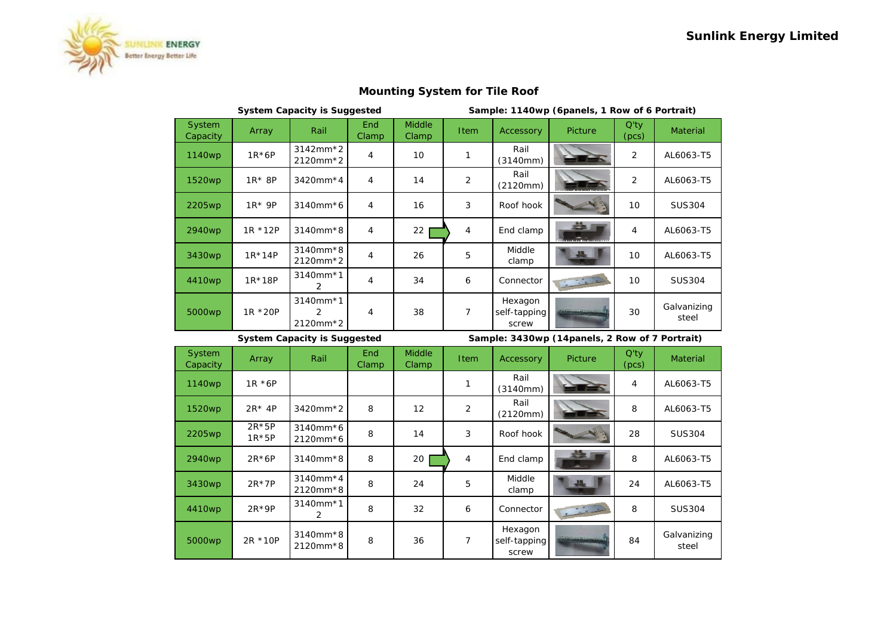## Mounting System for Tile Roof

**System Capacity is Suggested** | **Sample: 1140wp (6panels, 1 Row of 6 Portrait)**

| System Capacity | Array | Rail | End Clamp | Middle Clamp | Item | Accessory | Picture | Q'ty (pcs) | Material |
|---|---|---|---|---|---|---|---|---|---|
| 1140wp | 1R*6P | 3142mm*2 2120mm*2 | 4 | 10 | 1 | Rail (3140mm) | | 2 | AL6063-T5 |
| 1520wp | 1R* 8P | 3420mm*4 | 4 | 14 | 2 | Rail (2120mm) | | 2 | AL6063-T5 |
| 2205wp | 1R* 9P | 3140mm*6 | 4 | 16 | 3 | Roof hook | | 10 | SUS304 |
| 2940wp | 1R *12P | 3140mm*8 | 4 | 22 | 4 | End clamp | | 4 | AL6063-T5 |
| 3430wp | 1R*14P | 3140mm*8 2120mm*2 | 4 | 26 | 5 | Middle clamp | | 10 | AL6063-T5 |
| 4410wp | 1R*18P | 3140mm*12 | 4 | 34 | 6 | Connector | | 10 | SUS304 |
| 5000wp | 1R *20P | 3140mm*12 2120mm*2 | 4 | 38 | 7 | Hexagon self-tapping screw | | 30 | Galvanizing steel |

**System Capacity is Suggested** | **Sample: 3430wp (14panels, 2 Row of 7 Portrait)**

| System Capacity | Array | Rail | End Clamp | Middle Clamp | Item | Accessory | Picture | Q'ty (pcs) | Material |
|---|---|---|---|---|---|---|---|---|---|
| 1140wp | 1R *6P | | | | 1 | Rail (3140mm) | | 4 | AL6063-T5 |
| 1520wp | 2R* 4P | 3420mm*2 | 8 | 12 | 2 | Rail (2120mm) | | 8 | AL6063-T5 |
| 2205wp | 2R*5P 1R*5P | 3140mm*6 2120mm*6 | 8 | 14 | 3 | Roof hook | | 28 | SUS304 |
| 2940wp | 2R*6P | 3140mm*8 | 8 | 20 | 4 | End clamp | | 8 | AL6063-T5 |
| 3430wp | 2R*7P | 3140mm*4 2120mm*8 | 8 | 24 | 5 | Middle clamp | | 24 | AL6063-T5 |
| 4410wp | 2R*9P | 3140mm*12 | 8 | 32 | 6 | Connector | | 8 | SUS304 |
| 5000wp | 2R *10P | 3140mm*8 2120mm*8 | 8 | 36 | 7 | Hexagon self-tapping screw | | 84 | Galvanizing steel |